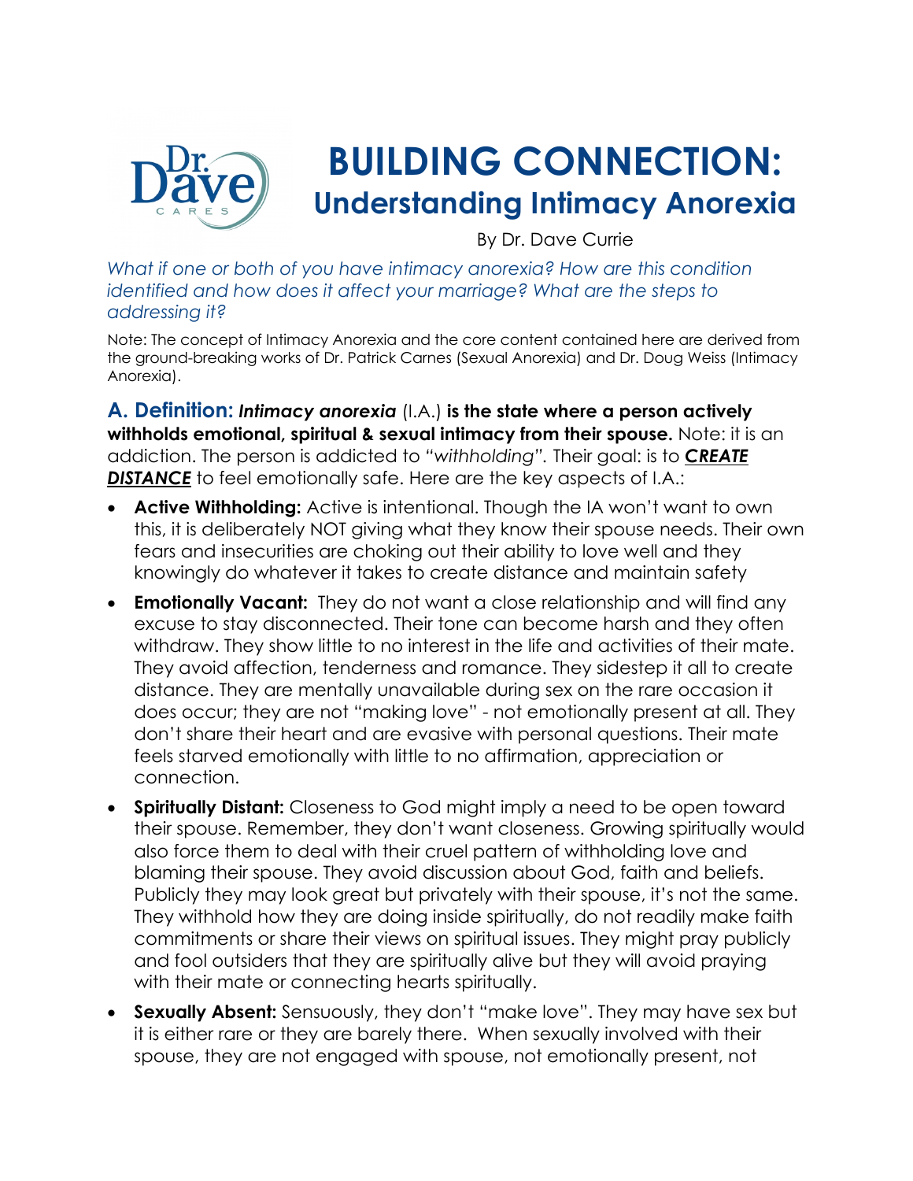# BUILDING CONNECTION:
## Understanding Intimacy Anorexia

By Dr. Dave Currie

*What if one or both of you have intimacy anorexia? How are this condition identified and how does it affect your marriage? What are the steps to addressing it?*

Note: The concept of Intimacy Anorexia and the core content contained here are derived from the ground-breaking works of Dr. Patrick Carnes (Sexual Anorexia) and Dr. Doug Weiss (Intimacy Anorexia).

### A. Definition: ***Intimacy anorexia*** (I.A.) **is the state where a person actively withholds emotional, spiritual & sexual intimacy from their spouse.**

Note: it is an addiction. The person is addicted to *"withholding".* Their goal: is to ***CREATE DISTANCE*** to feel emotionally safe. Here are the key aspects of I.A.:

- **Active Withholding:** Active is intentional. Though the IA won't want to own this, it is deliberately NOT giving what they know their spouse needs. Their own fears and insecurities are choking out their ability to love well and they knowingly do whatever it takes to create distance and maintain safety
- **Emotionally Vacant:** They do not want a close relationship and will find any excuse to stay disconnected. Their tone can become harsh and they often withdraw. They show little to no interest in the life and activities of their mate. They avoid affection, tenderness and romance. They sidestep it all to create distance. They are mentally unavailable during sex on the rare occasion it does occur; they are not "making love" - not emotionally present at all. They don't share their heart and are evasive with personal questions. Their mate feels starved emotionally with little to no affirmation, appreciation or connection.
- **Spiritually Distant:** Closeness to God might imply a need to be open toward their spouse. Remember, they don't want closeness. Growing spiritually would also force them to deal with their cruel pattern of withholding love and blaming their spouse. They avoid discussion about God, faith and beliefs. Publicly they may look great but privately with their spouse, it's not the same. They withhold how they are doing inside spiritually, do not readily make faith commitments or share their views on spiritual issues. They might pray publicly and fool outsiders that they are spiritually alive but they will avoid praying with their mate or connecting hearts spiritually.
- **Sexually Absent:** Sensuously, they don't "make love". They may have sex but it is either rare or they are barely there. When sexually involved with their spouse, they are not engaged with spouse, not emotionally present, not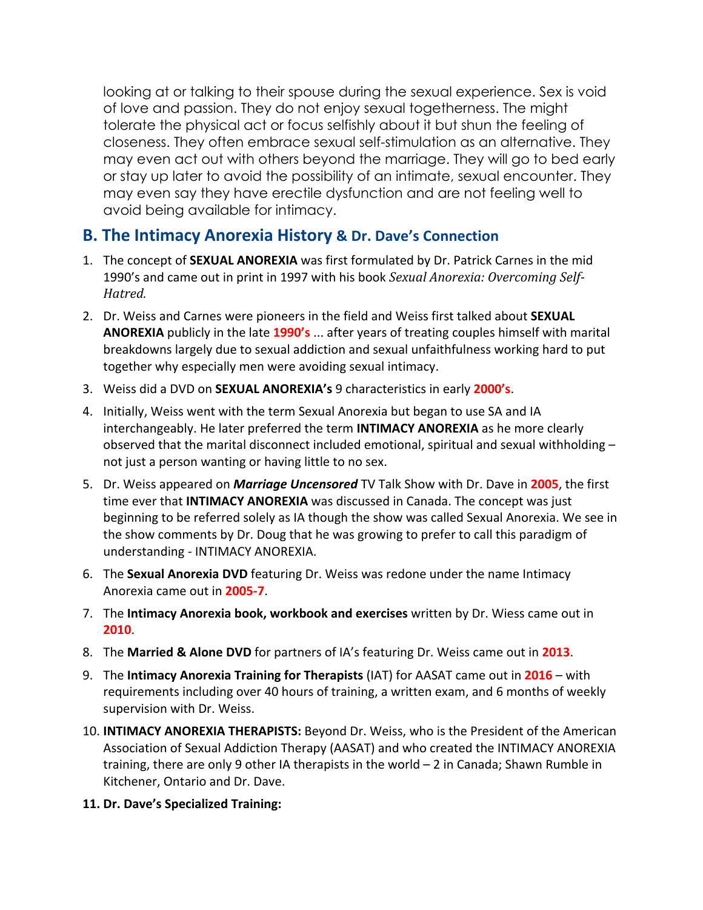looking at or talking to their spouse during the sexual experience. Sex is void of love and passion. They do not enjoy sexual togetherness. The might tolerate the physical act or focus selfishly about it but shun the feeling of closeness. They often embrace sexual self-stimulation as an alternative. They may even act out with others beyond the marriage. They will go to bed early or stay up later to avoid the possibility of an intimate, sexual encounter. They may even say they have erectile dysfunction and are not feeling well to avoid being available for intimacy.

## B. The Intimacy Anorexia History & Dr. Dave's Connection

1. The concept of **SEXUAL ANOREXIA** was first formulated by Dr. Patrick Carnes in the mid 1990's and came out in print in 1997 with his book *Sexual Anorexia: Overcoming Self-Hatred.*
2. Dr. Weiss and Carnes were pioneers in the field and Weiss first talked about **SEXUAL ANOREXIA** publicly in the late **1990's** ... after years of treating couples himself with marital breakdowns largely due to sexual addiction and sexual unfaithfulness working hard to put together why especially men were avoiding sexual intimacy.
3. Weiss did a DVD on **SEXUAL ANOREXIA's** 9 characteristics in early **2000's**.
4. Initially, Weiss went with the term Sexual Anorexia but began to use SA and IA interchangeably. He later preferred the term **INTIMACY ANOREXIA** as he more clearly observed that the marital disconnect included emotional, spiritual and sexual withholding – not just a person wanting or having little to no sex.
5. Dr. Weiss appeared on ***Marriage Uncensored*** TV Talk Show with Dr. Dave in **2005**, the first time ever that **INTIMACY ANOREXIA** was discussed in Canada. The concept was just beginning to be referred solely as IA though the show was called Sexual Anorexia. We see in the show comments by Dr. Doug that he was growing to prefer to call this paradigm of understanding - INTIMACY ANOREXIA.
6. The **Sexual Anorexia DVD** featuring Dr. Weiss was redone under the name Intimacy Anorexia came out in **2005-7**.
7. The **Intimacy Anorexia book, workbook and exercises** written by Dr. Wiess came out in **2010**.
8. The **Married & Alone DVD** for partners of IA's featuring Dr. Weiss came out in **2013**.
9. The **Intimacy Anorexia Training for Therapists** (IAT) for AASAT came out in **2016** – with requirements including over 40 hours of training, a written exam, and 6 months of weekly supervision with Dr. Weiss.
10. **INTIMACY ANOREXIA THERAPISTS:** Beyond Dr. Weiss, who is the President of the American Association of Sexual Addiction Therapy (AASAT) and who created the INTIMACY ANOREXIA training, there are only 9 other IA therapists in the world – 2 in Canada; Shawn Rumble in Kitchener, Ontario and Dr. Dave.
11. **Dr. Dave's Specialized Training:**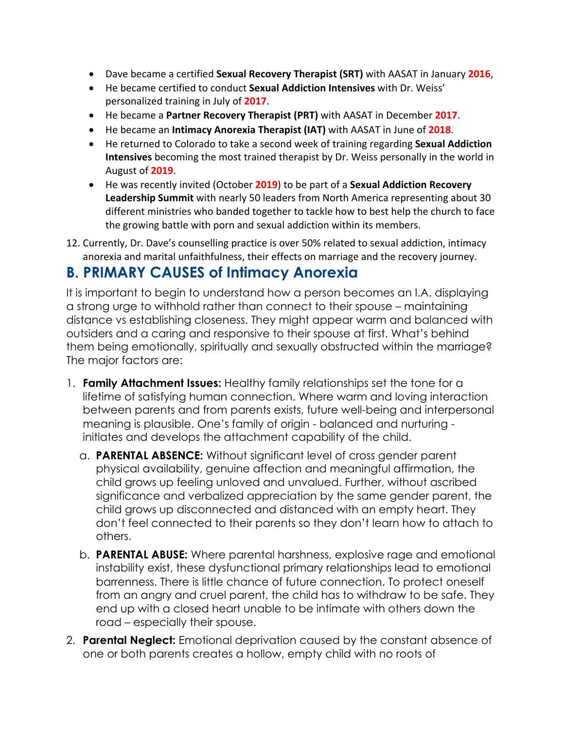- Dave became a certified **Sexual Recovery Therapist (SRT)** with AASAT in January **2016**,
- He became certified to conduct **Sexual Addiction Intensives** with Dr. Weiss' personalized training in July of **2017**.
- He became a **Partner Recovery Therapist (PRT)** with AASAT in December **2017**.
- He became an **Intimacy Anorexia Therapist (IAT)** with AASAT in June of **2018**.
- He returned to Colorado to take a second week of training regarding **Sexual Addiction Intensives** becoming the most trained therapist by Dr. Weiss personally in the world in August of **2019**.
- He was recently invited (October **2019**) to be part of a **Sexual Addiction Recovery Leadership Summit** with nearly 50 leaders from North America representing about 30 different ministries who banded together to tackle how to best help the church to face the growing battle with porn and sexual addiction within its members.

12. Currently, Dr. Dave's counselling practice is over 50% related to sexual addiction, intimacy anorexia and marital unfaithfulness, their effects on marriage and the recovery journey.

## B. PRIMARY CAUSES of Intimacy Anorexia

It is important to begin to understand how a person becomes an I.A. displaying a strong urge to withhold rather than connect to their spouse – maintaining distance vs establishing closeness. They might appear warm and balanced with outsiders and a caring and responsive to their spouse at first. What's behind them being emotionally, spiritually and sexually obstructed within the marriage? The major factors are:

1. **Family Attachment Issues:** Healthy family relationships set the tone for a lifetime of satisfying human connection. Where warm and loving interaction between parents and from parents exists, future well-being and interpersonal meaning is plausible. One's family of origin - balanced and nurturing - initiates and develops the attachment capability of the child.
   a. **PARENTAL ABSENCE:** Without significant level of cross gender parent physical availability, genuine affection and meaningful affirmation, the child grows up feeling unloved and unvalued. Further, without ascribed significance and verbalized appreciation by the same gender parent, the child grows up disconnected and distanced with an empty heart. They don't feel connected to their parents so they don't learn how to attach to others.
   b. **PARENTAL ABUSE:** Where parental harshness, explosive rage and emotional instability exist, these dysfunctional primary relationships lead to emotional barrenness. There is little chance of future connection. To protect oneself from an angry and cruel parent, the child has to withdraw to be safe. They end up with a closed heart unable to be intimate with others down the road – especially their spouse.
2. **Parental Neglect:** Emotional deprivation caused by the constant absence of one or both parents creates a hollow, empty child with no roots of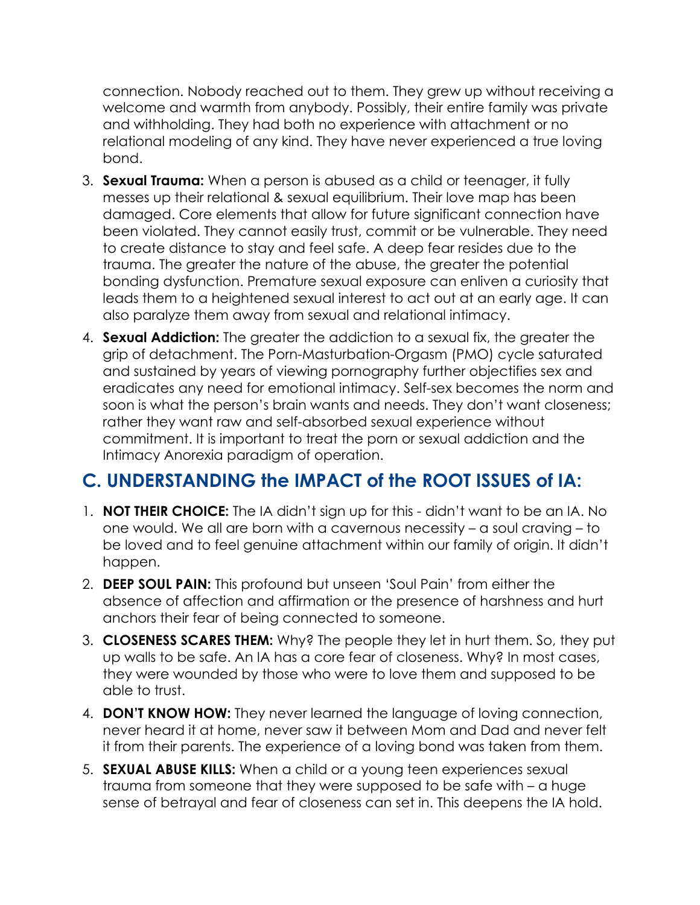connection. Nobody reached out to them. They grew up without receiving a welcome and warmth from anybody. Possibly, their entire family was private and withholding. They had both no experience with attachment or no relational modeling of any kind. They have never experienced a true loving bond.

3. **Sexual Trauma:** When a person is abused as a child or teenager, it fully messes up their relational & sexual equilibrium. Their love map has been damaged. Core elements that allow for future significant connection have been violated. They cannot easily trust, commit or be vulnerable. They need to create distance to stay and feel safe. A deep fear resides due to the trauma. The greater the nature of the abuse, the greater the potential bonding dysfunction. Premature sexual exposure can enliven a curiosity that leads them to a heightened sexual interest to act out at an early age. It can also paralyze them away from sexual and relational intimacy.
4. **Sexual Addiction:** The greater the addiction to a sexual fix, the greater the grip of detachment. The Porn-Masturbation-Orgasm (PMO) cycle saturated and sustained by years of viewing pornography further objectifies sex and eradicates any need for emotional intimacy. Self-sex becomes the norm and soon is what the person's brain wants and needs. They don't want closeness; rather they want raw and self-absorbed sexual experience without commitment. It is important to treat the porn or sexual addiction and the Intimacy Anorexia paradigm of operation.

## C. UNDERSTANDING the IMPACT of the ROOT ISSUES of IA:

1. **NOT THEIR CHOICE:** The IA didn't sign up for this - didn't want to be an IA. No one would. We all are born with a cavernous necessity – a soul craving – to be loved and to feel genuine attachment within our family of origin. It didn't happen.
2. **DEEP SOUL PAIN:** This profound but unseen 'Soul Pain' from either the absence of affection and affirmation or the presence of harshness and hurt anchors their fear of being connected to someone.
3. **CLOSENESS SCARES THEM:** Why? The people they let in hurt them. So, they put up walls to be safe. An IA has a core fear of closeness. Why? In most cases, they were wounded by those who were to love them and supposed to be able to trust.
4. **DON'T KNOW HOW:** They never learned the language of loving connection, never heard it at home, never saw it between Mom and Dad and never felt it from their parents. The experience of a loving bond was taken from them.
5. **SEXUAL ABUSE KILLS:** When a child or a young teen experiences sexual trauma from someone that they were supposed to be safe with – a huge sense of betrayal and fear of closeness can set in. This deepens the IA hold.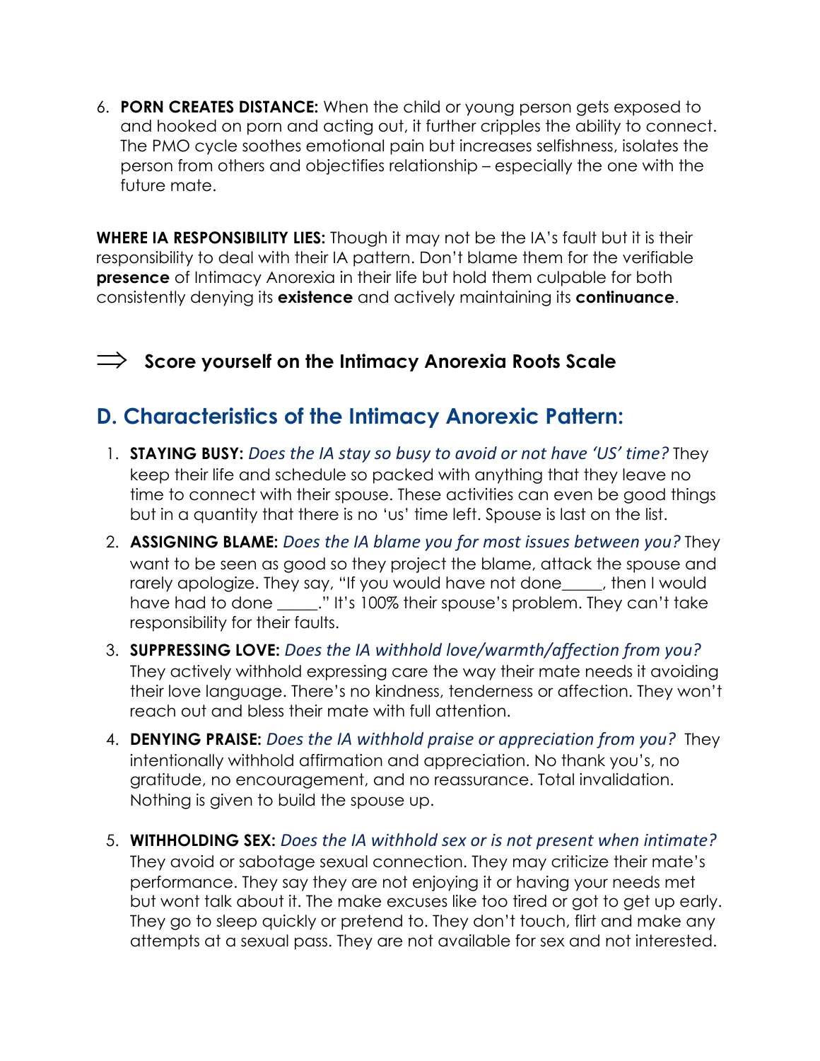6. **PORN CREATES DISTANCE:** When the child or young person gets exposed to and hooked on porn and acting out, it further cripples the ability to connect. The PMO cycle soothes emotional pain but increases selfishness, isolates the person from others and objectifies relationship – especially the one with the future mate.

**WHERE IA RESPONSIBILITY LIES:** Though it may not be the IA's fault but it is their responsibility to deal with their IA pattern. Don't blame them for the verifiable **presence** of Intimacy Anorexia in their life but hold them culpable for both consistently denying its **existence** and actively maintaining its **continuance**.

⟹ **Score yourself on the Intimacy Anorexia Roots Scale**

## D. Characteristics of the Intimacy Anorexic Pattern:

1. **STAYING BUSY:** *Does the IA stay so busy to avoid or not have 'US' time?* They keep their life and schedule so packed with anything that they leave no time to connect with their spouse. These activities can even be good things but in a quantity that there is no 'us' time left. Spouse is last on the list.
2. **ASSIGNING BLAME:** *Does the IA blame you for most issues between you?* They want to be seen as good so they project the blame, attack the spouse and rarely apologize. They say, "If you would have not done_____, then I would have had to done _____." It's 100% their spouse's problem. They can't take responsibility for their faults.
3. **SUPPRESSING LOVE:** *Does the IA withhold love/warmth/affection from you?* They actively withhold expressing care the way their mate needs it avoiding their love language. There's no kindness, tenderness or affection. They won't reach out and bless their mate with full attention.
4. **DENYING PRAISE:** *Does the IA withhold praise or appreciation from you?* They intentionally withhold affirmation and appreciation. No thank you's, no gratitude, no encouragement, and no reassurance. Total invalidation. Nothing is given to build the spouse up.
5. **WITHHOLDING SEX:** *Does the IA withhold sex or is not present when intimate?* They avoid or sabotage sexual connection. They may criticize their mate's performance. They say they are not enjoying it or having your needs met but wont talk about it. The make excuses like too tired or got to get up early. They go to sleep quickly or pretend to. They don't touch, flirt and make any attempts at a sexual pass. They are not available for sex and not interested.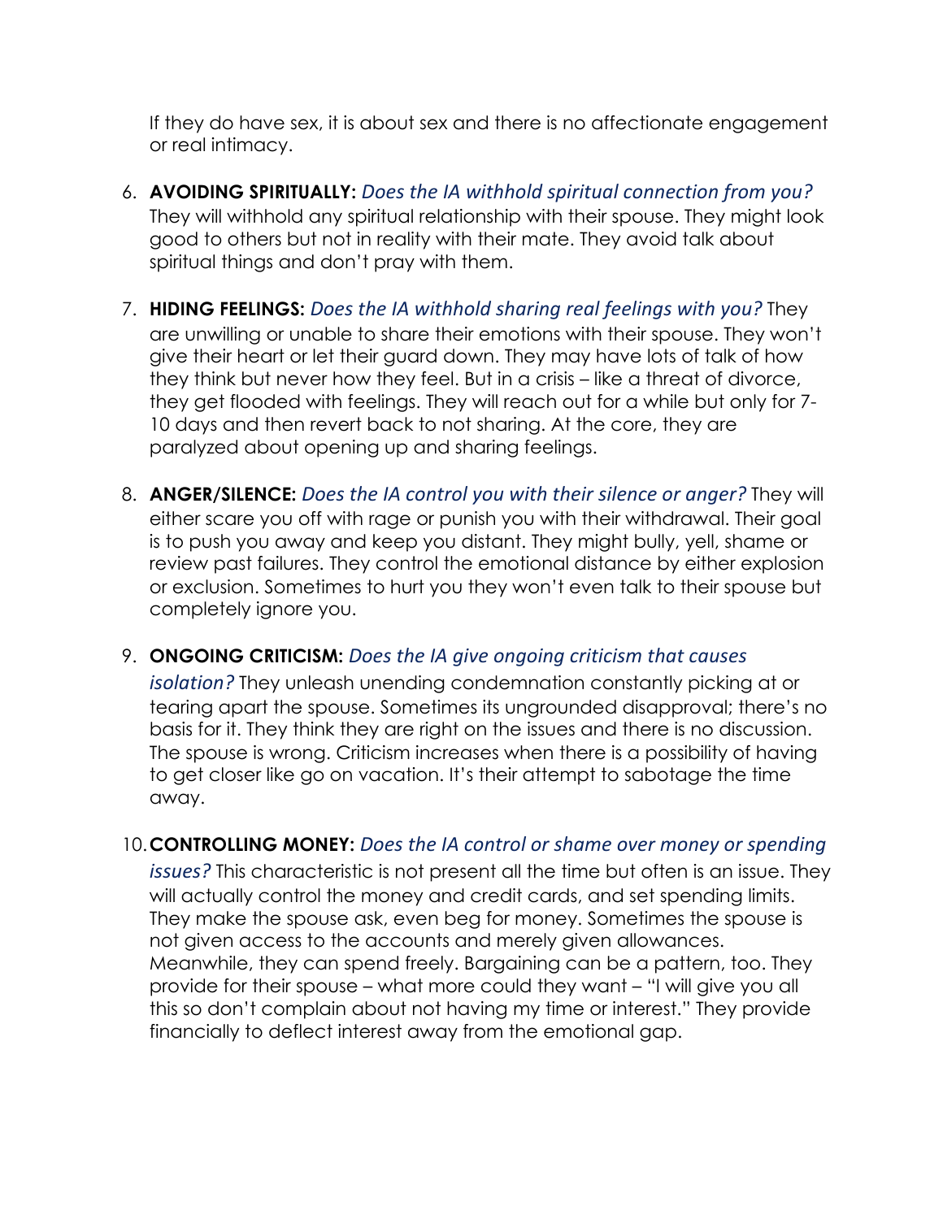If they do have sex, it is about sex and there is no affectionate engagement or real intimacy.

6. **AVOIDING SPIRITUALLY:** *Does the IA withhold spiritual connection from you?* They will withhold any spiritual relationship with their spouse. They might look good to others but not in reality with their mate. They avoid talk about spiritual things and don't pray with them.

7. **HIDING FEELINGS:** *Does the IA withhold sharing real feelings with you?* They are unwilling or unable to share their emotions with their spouse. They won't give their heart or let their guard down. They may have lots of talk of how they think but never how they feel. But in a crisis – like a threat of divorce, they get flooded with feelings. They will reach out for a while but only for 7-10 days and then revert back to not sharing. At the core, they are paralyzed about opening up and sharing feelings.

8. **ANGER/SILENCE:** *Does the IA control you with their silence or anger?* They will either scare you off with rage or punish you with their withdrawal. Their goal is to push you away and keep you distant. They might bully, yell, shame or review past failures. They control the emotional distance by either explosion or exclusion. Sometimes to hurt you they won't even talk to their spouse but completely ignore you.

9. **ONGOING CRITICISM:** *Does the IA give ongoing criticism that causes isolation?* They unleash unending condemnation constantly picking at or tearing apart the spouse. Sometimes its ungrounded disapproval; there's no basis for it. They think they are right on the issues and there is no discussion. The spouse is wrong. Criticism increases when there is a possibility of having to get closer like go on vacation. It's their attempt to sabotage the time away.

10. **CONTROLLING MONEY:** *Does the IA control or shame over money or spending issues?* This characteristic is not present all the time but often is an issue. They will actually control the money and credit cards, and set spending limits. They make the spouse ask, even beg for money. Sometimes the spouse is not given access to the accounts and merely given allowances. Meanwhile, they can spend freely. Bargaining can be a pattern, too. They provide for their spouse – what more could they want – "I will give you all this so don't complain about not having my time or interest." They provide financially to deflect interest away from the emotional gap.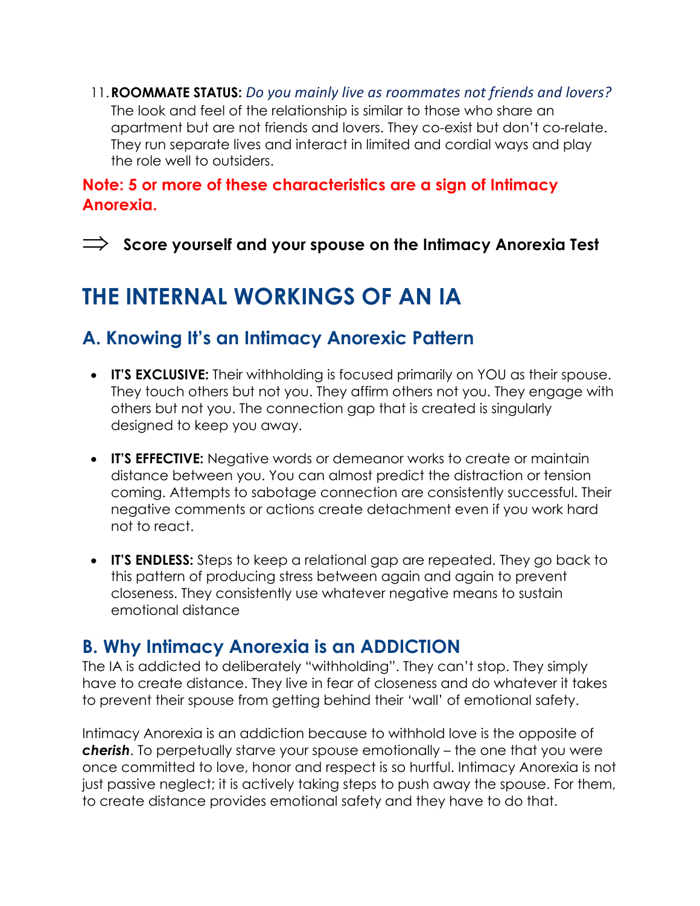11. **ROOMMATE STATUS:** *Do you mainly live as roommates not friends and lovers?* The look and feel of the relationship is similar to those who share an apartment but are not friends and lovers. They co-exist but don't co-relate. They run separate lives and interact in limited and cordial ways and play the role well to outsiders.

**Note: 5 or more of these characteristics are a sign of Intimacy Anorexia.**

⟹ **Score yourself and your spouse on the Intimacy Anorexia Test**

# THE INTERNAL WORKINGS OF AN IA

## A. Knowing It's an Intimacy Anorexic Pattern

- **IT'S EXCLUSIVE:** Their withholding is focused primarily on YOU as their spouse. They touch others but not you. They affirm others not you. They engage with others but not you. The connection gap that is created is singularly designed to keep you away.
- **IT'S EFFECTIVE:** Negative words or demeanor works to create or maintain distance between you. You can almost predict the distraction or tension coming. Attempts to sabotage connection are consistently successful. Their negative comments or actions create detachment even if you work hard not to react.
- **IT'S ENDLESS:** Steps to keep a relational gap are repeated. They go back to this pattern of producing stress between again and again to prevent closeness. They consistently use whatever negative means to sustain emotional distance

## B. Why Intimacy Anorexia is an ADDICTION

The IA is addicted to deliberately "withholding". They can't stop. They simply have to create distance. They live in fear of closeness and do whatever it takes to prevent their spouse from getting behind their 'wall' of emotional safety.

Intimacy Anorexia is an addiction because to withhold love is the opposite of ***cherish***. To perpetually starve your spouse emotionally – the one that you were once committed to love, honor and respect is so hurtful. Intimacy Anorexia is not just passive neglect; it is actively taking steps to push away the spouse. For them, to create distance provides emotional safety and they have to do that.